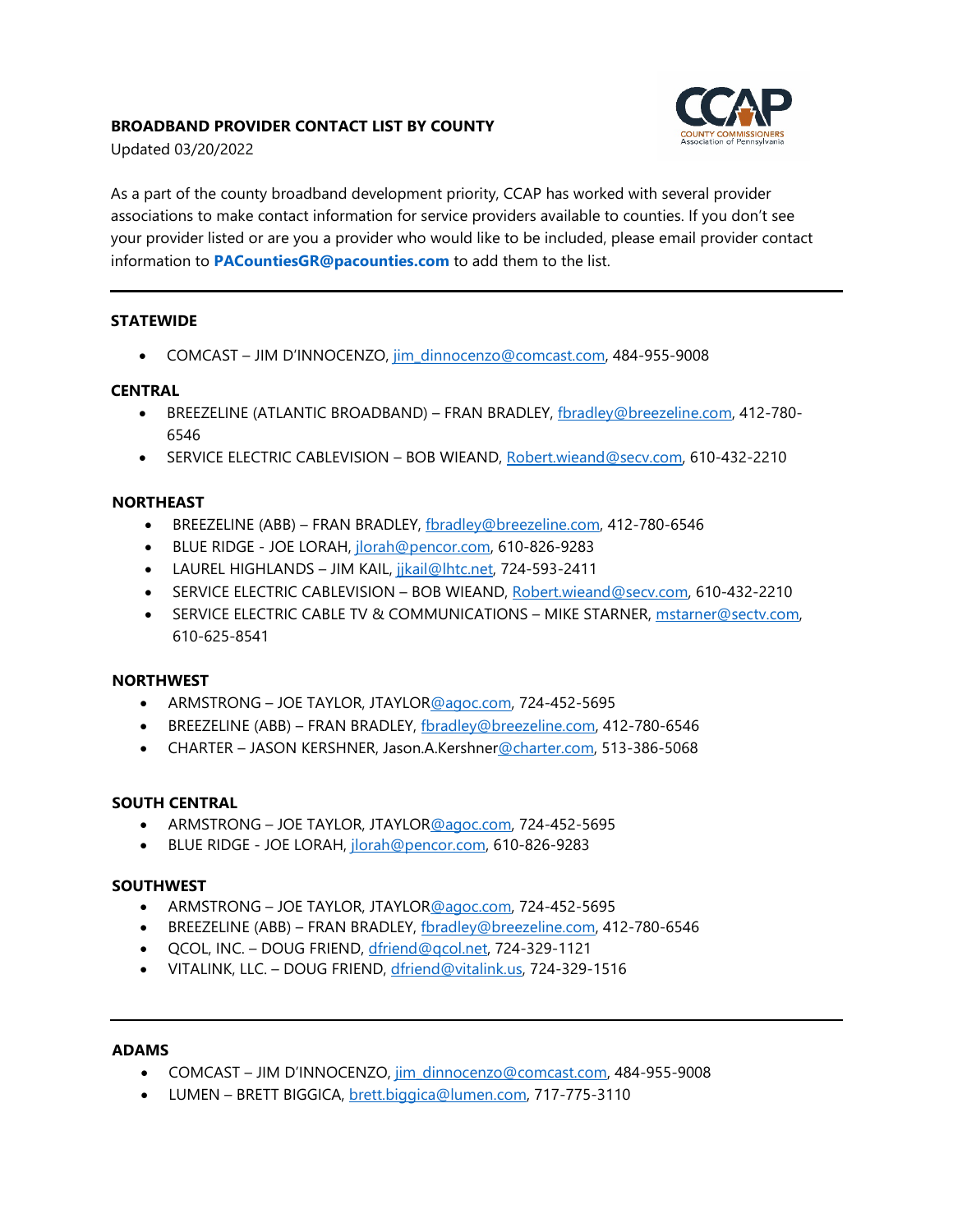**BROADBAND PROVIDER CONTACT LIST BY COUNTY**

Updated 03/20/2022

As a part of the county broadband development priority, CCAP has worked with several provider associations to make contact information for service providers available to counties. If you don't see your provider listed or are you a provider who would like to be included, please email provider contact information to **PACountiesGR@pacounties.com** to add them to the list.

---

### STATEWIDE

- COMCAST – JIM D'INNOCENZO, jim_dinnocenzo@comcast.com, 484-955-9008

### CENTRAL

- BREEZELINE (ATLANTIC BROADBAND) – FRAN BRADLEY, fbradley@breezeline.com, 412-780-6546
- SERVICE ELECTRIC CABLEVISION – BOB WIEAND, Robert.wieand@secv.com, 610-432-2210

### NORTHEAST

- BREEZELINE (ABB) – FRAN BRADLEY, fbradley@breezeline.com, 412-780-6546
- BLUE RIDGE - JOE LORAH, jlorah@pencor.com, 610-826-9283
- LAUREL HIGHLANDS – JIM KAIL, jjkail@lhtc.net, 724-593-2411
- SERVICE ELECTRIC CABLEVISION – BOB WIEAND, Robert.wieand@secv.com, 610-432-2210
- SERVICE ELECTRIC CABLE TV & COMMUNICATIONS – MIKE STARNER, mstarner@sectv.com, 610-625-8541

### NORTHWEST

- ARMSTRONG – JOE TAYLOR, JTAYLOR@agoc.com, 724-452-5695
- BREEZELINE (ABB) – FRAN BRADLEY, fbradley@breezeline.com, 412-780-6546
- CHARTER – JASON KERSHNER, Jason.A.Kershner@charter.com, 513-386-5068

### SOUTH CENTRAL

- ARMSTRONG – JOE TAYLOR, JTAYLOR@agoc.com, 724-452-5695
- BLUE RIDGE - JOE LORAH, jlorah@pencor.com, 610-826-9283

### SOUTHWEST

- ARMSTRONG – JOE TAYLOR, JTAYLOR@agoc.com, 724-452-5695
- BREEZELINE (ABB) – FRAN BRADLEY, fbradley@breezeline.com, 412-780-6546
- QCOL, INC. – DOUG FRIEND, dfriend@qcol.net, 724-329-1121
- VITALINK, LLC. – DOUG FRIEND, dfriend@vitalink.us, 724-329-1516

---

### ADAMS

- COMCAST – JIM D'INNOCENZO, jim_dinnocenzo@comcast.com, 484-955-9008
- LUMEN – BRETT BIGGICA, brett.biggica@lumen.com, 717-775-3110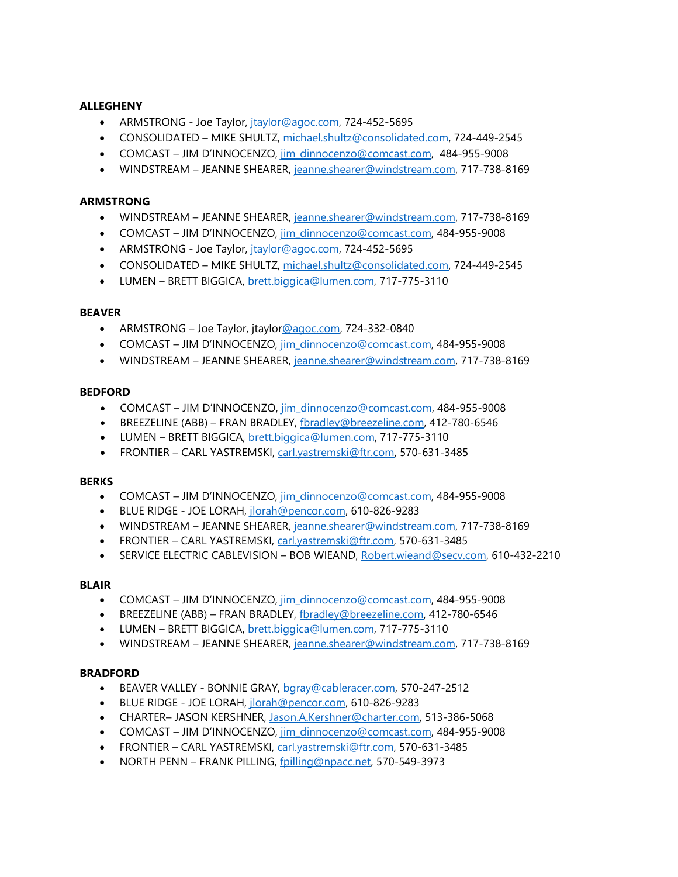**ALLEGHENY**

- ARMSTRONG - Joe Taylor, jtaylor@agoc.com, 724-452-5695
- CONSOLIDATED – MIKE SHULTZ, michael.shultz@consolidated.com, 724-449-2545
- COMCAST – JIM D'INNOCENZO, jim_dinnocenzo@comcast.com, 484-955-9008
- WINDSTREAM – JEANNE SHEARER, jeanne.shearer@windstream.com, 717-738-8169

**ARMSTRONG**

- WINDSTREAM – JEANNE SHEARER, jeanne.shearer@windstream.com, 717-738-8169
- COMCAST – JIM D'INNOCENZO, jim_dinnocenzo@comcast.com, 484-955-9008
- ARMSTRONG - Joe Taylor, jtaylor@agoc.com, 724-452-5695
- CONSOLIDATED – MIKE SHULTZ, michael.shultz@consolidated.com, 724-449-2545
- LUMEN – BRETT BIGGICA, brett.biggica@lumen.com, 717-775-3110

**BEAVER**

- ARMSTRONG – Joe Taylor, jtaylor@agoc.com, 724-332-0840
- COMCAST – JIM D'INNOCENZO, jim_dinnocenzo@comcast.com, 484-955-9008
- WINDSTREAM – JEANNE SHEARER, jeanne.shearer@windstream.com, 717-738-8169

**BEDFORD**

- COMCAST – JIM D'INNOCENZO, jim_dinnocenzo@comcast.com, 484-955-9008
- BREEZELINE (ABB) – FRAN BRADLEY, fbradley@breezeline.com, 412-780-6546
- LUMEN – BRETT BIGGICA, brett.biggica@lumen.com, 717-775-3110
- FRONTIER – CARL YASTREMSKI, carl.yastremski@ftr.com, 570-631-3485

**BERKS**

- COMCAST – JIM D'INNOCENZO, jim_dinnocenzo@comcast.com, 484-955-9008
- BLUE RIDGE - JOE LORAH, jlorah@pencor.com, 610-826-9283
- WINDSTREAM – JEANNE SHEARER, jeanne.shearer@windstream.com, 717-738-8169
- FRONTIER – CARL YASTREMSKI, carl.yastremski@ftr.com, 570-631-3485
- SERVICE ELECTRIC CABLEVISION – BOB WIEAND, Robert.wieand@secv.com, 610-432-2210

**BLAIR**

- COMCAST – JIM D'INNOCENZO, jim_dinnocenzo@comcast.com, 484-955-9008
- BREEZELINE (ABB) – FRAN BRADLEY, fbradley@breezeline.com, 412-780-6546
- LUMEN – BRETT BIGGICA, brett.biggica@lumen.com, 717-775-3110
- WINDSTREAM – JEANNE SHEARER, jeanne.shearer@windstream.com, 717-738-8169

**BRADFORD**

- BEAVER VALLEY - BONNIE GRAY, bgray@cableracer.com, 570-247-2512
- BLUE RIDGE - JOE LORAH, jlorah@pencor.com, 610-826-9283
- CHARTER– JASON KERSHNER, Jason.A.Kershner@charter.com, 513-386-5068
- COMCAST – JIM D'INNOCENZO, jim_dinnocenzo@comcast.com, 484-955-9008
- FRONTIER – CARL YASTREMSKI, carl.yastremski@ftr.com, 570-631-3485
- NORTH PENN – FRANK PILLING, fpilling@npacc.net, 570-549-3973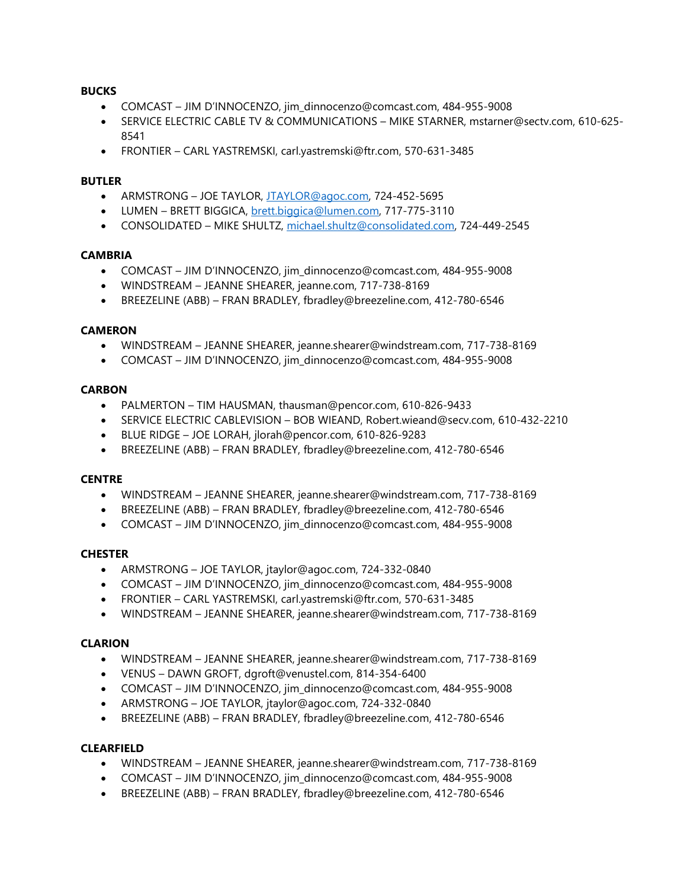**BUCKS**

- COMCAST – JIM D'INNOCENZO, jim_dinnocenzo@comcast.com, 484-955-9008
- SERVICE ELECTRIC CABLE TV & COMMUNICATIONS – MIKE STARNER, mstarner@sectv.com, 610-625-8541
- FRONTIER – CARL YASTREMSKI, carl.yastremski@ftr.com, 570-631-3485

**BUTLER**

- ARMSTRONG – JOE TAYLOR, JTAYLOR@agoc.com, 724-452-5695
- LUMEN – BRETT BIGGICA, brett.biggica@lumen.com, 717-775-3110
- CONSOLIDATED – MIKE SHULTZ, michael.shultz@consolidated.com, 724-449-2545

**CAMBRIA**

- COMCAST – JIM D'INNOCENZO, jim_dinnocenzo@comcast.com, 484-955-9008
- WINDSTREAM – JEANNE SHEARER, jeanne.com, 717-738-8169
- BREEZELINE (ABB) – FRAN BRADLEY, fbradley@breezeline.com, 412-780-6546

**CAMERON**

- WINDSTREAM – JEANNE SHEARER, jeanne.shearer@windstream.com, 717-738-8169
- COMCAST – JIM D'INNOCENZO, jim_dinnocenzo@comcast.com, 484-955-9008

**CARBON**

- PALMERTON – TIM HAUSMAN, thausman@pencor.com, 610-826-9433
- SERVICE ELECTRIC CABLEVISION – BOB WIEAND, Robert.wieand@secv.com, 610-432-2210
- BLUE RIDGE – JOE LORAH, jlorah@pencor.com, 610-826-9283
- BREEZELINE (ABB) – FRAN BRADLEY, fbradley@breezeline.com, 412-780-6546

**CENTRE**

- WINDSTREAM – JEANNE SHEARER, jeanne.shearer@windstream.com, 717-738-8169
- BREEZELINE (ABB) – FRAN BRADLEY, fbradley@breezeline.com, 412-780-6546
- COMCAST – JIM D'INNOCENZO, jim_dinnocenzo@comcast.com, 484-955-9008

**CHESTER**

- ARMSTRONG – JOE TAYLOR, jtaylor@agoc.com, 724-332-0840
- COMCAST – JIM D'INNOCENZO, jim_dinnocenzo@comcast.com, 484-955-9008
- FRONTIER – CARL YASTREMSKI, carl.yastremski@ftr.com, 570-631-3485
- WINDSTREAM – JEANNE SHEARER, jeanne.shearer@windstream.com, 717-738-8169

**CLARION**

- WINDSTREAM – JEANNE SHEARER, jeanne.shearer@windstream.com, 717-738-8169
- VENUS – DAWN GROFT, dgroft@venustel.com, 814-354-6400
- COMCAST – JIM D'INNOCENZO, jim_dinnocenzo@comcast.com, 484-955-9008
- ARMSTRONG – JOE TAYLOR, jtaylor@agoc.com, 724-332-0840
- BREEZELINE (ABB) – FRAN BRADLEY, fbradley@breezeline.com, 412-780-6546

**CLEARFIELD**

- WINDSTREAM – JEANNE SHEARER, jeanne.shearer@windstream.com, 717-738-8169
- COMCAST – JIM D'INNOCENZO, jim_dinnocenzo@comcast.com, 484-955-9008
- BREEZELINE (ABB) – FRAN BRADLEY, fbradley@breezeline.com, 412-780-6546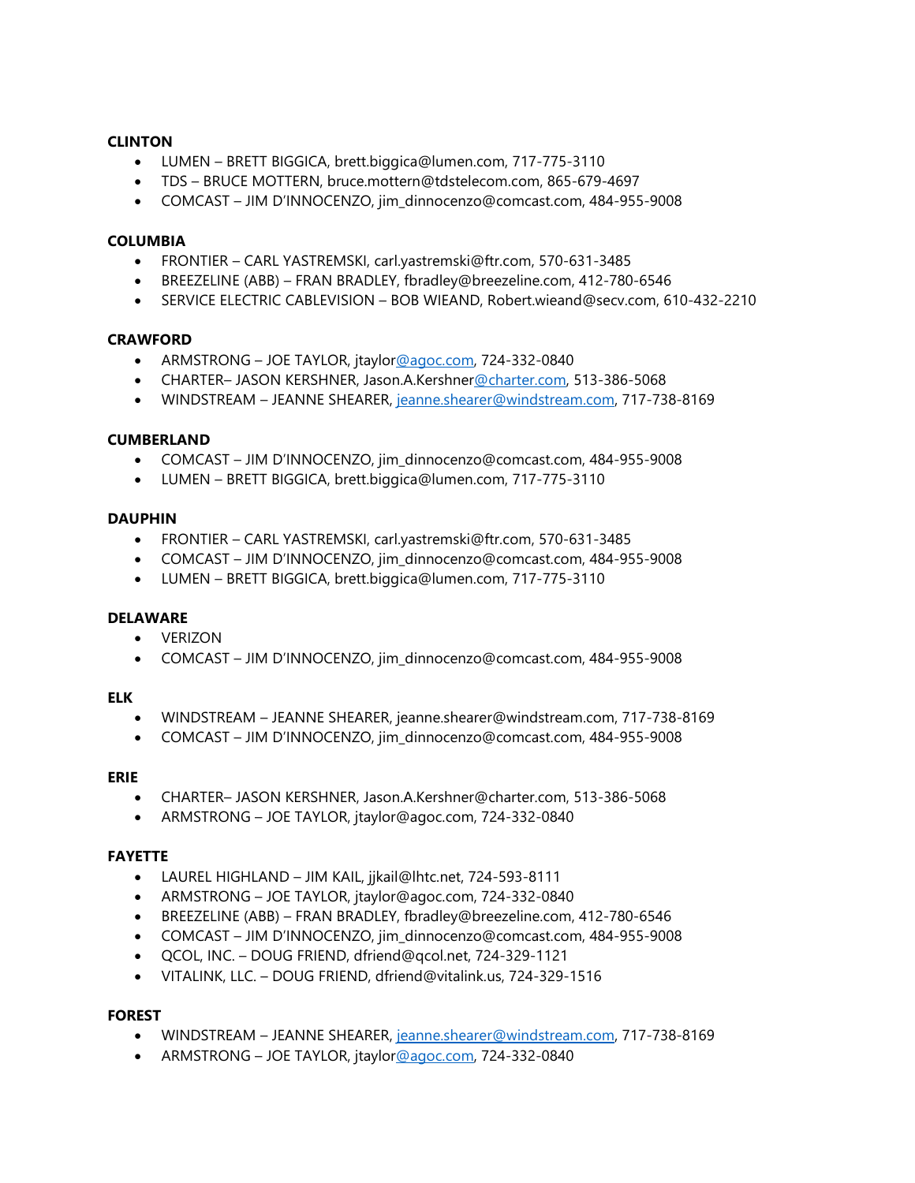**CLINTON**

- LUMEN – BRETT BIGGICA, brett.biggica@lumen.com, 717-775-3110
- TDS – BRUCE MOTTERN, bruce.mottern@tdstelecom.com, 865-679-4697
- COMCAST – JIM D'INNOCENZO, jim_dinnocenzo@comcast.com, 484-955-9008

**COLUMBIA**

- FRONTIER – CARL YASTREMSKI, carl.yastremski@ftr.com, 570-631-3485
- BREEZELINE (ABB) – FRAN BRADLEY, fbradley@breezeline.com, 412-780-6546
- SERVICE ELECTRIC CABLEVISION – BOB WIEAND, Robert.wieand@secv.com, 610-432-2210

**CRAWFORD**

- ARMSTRONG – JOE TAYLOR, jtaylor@agoc.com, 724-332-0840
- CHARTER– JASON KERSHNER, Jason.A.Kershner@charter.com, 513-386-5068
- WINDSTREAM – JEANNE SHEARER, jeanne.shearer@windstream.com, 717-738-8169

**CUMBERLAND**

- COMCAST – JIM D'INNOCENZO, jim_dinnocenzo@comcast.com, 484-955-9008
- LUMEN – BRETT BIGGICA, brett.biggica@lumen.com, 717-775-3110

**DAUPHIN**

- FRONTIER – CARL YASTREMSKI, carl.yastremski@ftr.com, 570-631-3485
- COMCAST – JIM D'INNOCENZO, jim_dinnocenzo@comcast.com, 484-955-9008
- LUMEN – BRETT BIGGICA, brett.biggica@lumen.com, 717-775-3110

**DELAWARE**

- VERIZON
- COMCAST – JIM D'INNOCENZO, jim_dinnocenzo@comcast.com, 484-955-9008

**ELK**

- WINDSTREAM – JEANNE SHEARER, jeanne.shearer@windstream.com, 717-738-8169
- COMCAST – JIM D'INNOCENZO, jim_dinnocenzo@comcast.com, 484-955-9008

**ERIE**

- CHARTER– JASON KERSHNER, Jason.A.Kershner@charter.com, 513-386-5068
- ARMSTRONG – JOE TAYLOR, jtaylor@agoc.com, 724-332-0840

**FAYETTE**

- LAUREL HIGHLAND – JIM KAIL, jjkail@lhtc.net, 724-593-8111
- ARMSTRONG – JOE TAYLOR, jtaylor@agoc.com, 724-332-0840
- BREEZELINE (ABB) – FRAN BRADLEY, fbradley@breezeline.com, 412-780-6546
- COMCAST – JIM D'INNOCENZO, jim_dinnocenzo@comcast.com, 484-955-9008
- QCOL, INC. – DOUG FRIEND, dfriend@qcol.net, 724-329-1121
- VITALINK, LLC. – DOUG FRIEND, dfriend@vitalink.us, 724-329-1516

**FOREST**

- WINDSTREAM – JEANNE SHEARER, jeanne.shearer@windstream.com, 717-738-8169
- ARMSTRONG – JOE TAYLOR, jtaylor@agoc.com, 724-332-0840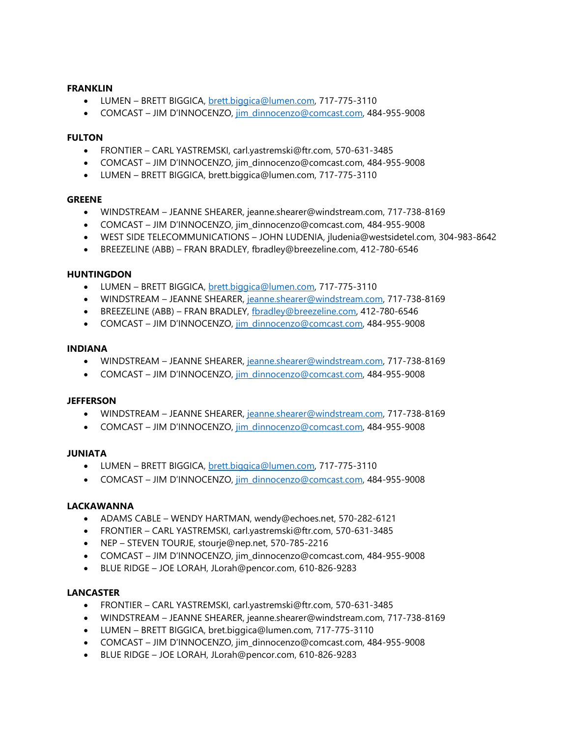**FRANKLIN**

- LUMEN – BRETT BIGGICA, brett.biggica@lumen.com, 717-775-3110
- COMCAST – JIM D'INNOCENZO, jim_dinnocenzo@comcast.com, 484-955-9008

**FULTON**

- FRONTIER – CARL YASTREMSKI, carl.yastremski@ftr.com, 570-631-3485
- COMCAST – JIM D'INNOCENZO, jim_dinnocenzo@comcast.com, 484-955-9008
- LUMEN – BRETT BIGGICA, brett.biggica@lumen.com, 717-775-3110

**GREENE**

- WINDSTREAM – JEANNE SHEARER, jeanne.shearer@windstream.com, 717-738-8169
- COMCAST – JIM D'INNOCENZO, jim_dinnocenzo@comcast.com, 484-955-9008
- WEST SIDE TELECOMMUNICATIONS – JOHN LUDENIA, jludenia@westsidetel.com, 304-983-8642
- BREEZELINE (ABB) – FRAN BRADLEY, fbradley@breezeline.com, 412-780-6546

**HUNTINGDON**

- LUMEN – BRETT BIGGICA, brett.biggica@lumen.com, 717-775-3110
- WINDSTREAM – JEANNE SHEARER, jeanne.shearer@windstream.com, 717-738-8169
- BREEZELINE (ABB) – FRAN BRADLEY, fbradley@breezeline.com, 412-780-6546
- COMCAST – JIM D'INNOCENZO, jim_dinnocenzo@comcast.com, 484-955-9008

**INDIANA**

- WINDSTREAM – JEANNE SHEARER, jeanne.shearer@windstream.com, 717-738-8169
- COMCAST – JIM D'INNOCENZO, jim_dinnocenzo@comcast.com, 484-955-9008

**JEFFERSON**

- WINDSTREAM – JEANNE SHEARER, jeanne.shearer@windstream.com, 717-738-8169
- COMCAST – JIM D'INNOCENZO, jim_dinnocenzo@comcast.com, 484-955-9008

**JUNIATA**

- LUMEN – BRETT BIGGICA, brett.biggica@lumen.com, 717-775-3110
- COMCAST – JIM D'INNOCENZO, jim_dinnocenzo@comcast.com, 484-955-9008

**LACKAWANNA**

- ADAMS CABLE – WENDY HARTMAN, wendy@echoes.net, 570-282-6121
- FRONTIER – CARL YASTREMSKI, carl.yastremski@ftr.com, 570-631-3485
- NEP – STEVEN TOURJE, stourje@nep.net, 570-785-2216
- COMCAST – JIM D'INNOCENZO, jim_dinnocenzo@comcast.com, 484-955-9008
- BLUE RIDGE – JOE LORAH, JLorah@pencor.com, 610-826-9283

**LANCASTER**

- FRONTIER – CARL YASTREMSKI, carl.yastremski@ftr.com, 570-631-3485
- WINDSTREAM – JEANNE SHEARER, jeanne.shearer@windstream.com, 717-738-8169
- LUMEN – BRETT BIGGICA, bret.biggica@lumen.com, 717-775-3110
- COMCAST – JIM D'INNOCENZO, jim_dinnocenzo@comcast.com, 484-955-9008
- BLUE RIDGE – JOE LORAH, JLorah@pencor.com, 610-826-9283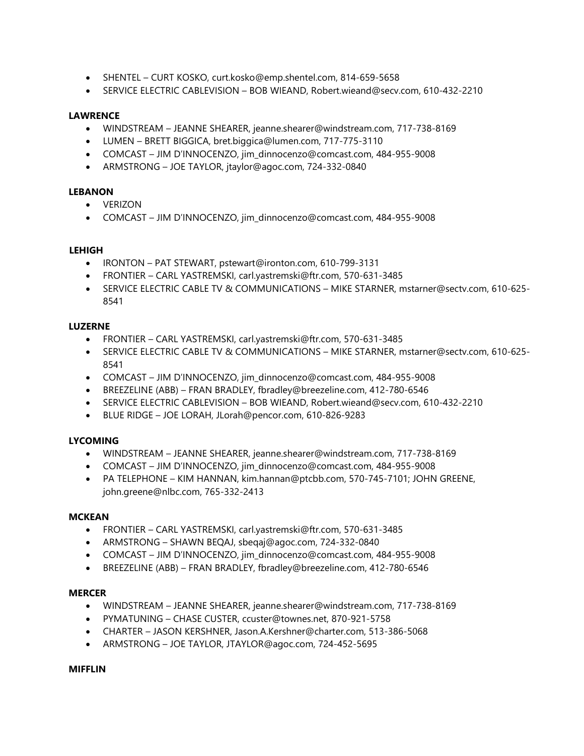- SHENTEL – CURT KOSKO, curt.kosko@emp.shentel.com, 814-659-5658
- SERVICE ELECTRIC CABLEVISION – BOB WIEAND, Robert.wieand@secv.com, 610-432-2210

**LAWRENCE**

- WINDSTREAM – JEANNE SHEARER, jeanne.shearer@windstream.com, 717-738-8169
- LUMEN – BRETT BIGGICA, bret.biggica@lumen.com, 717-775-3110
- COMCAST – JIM D'INNOCENZO, jim_dinnocenzo@comcast.com, 484-955-9008
- ARMSTRONG – JOE TAYLOR, jtaylor@agoc.com, 724-332-0840

**LEBANON**

- VERIZON
- COMCAST – JIM D'INNOCENZO, jim_dinnocenzo@comcast.com, 484-955-9008

**LEHIGH**

- IRONTON – PAT STEWART, pstewart@ironton.com, 610-799-3131
- FRONTIER – CARL YASTREMSKI, carl.yastremski@ftr.com, 570-631-3485
- SERVICE ELECTRIC CABLE TV & COMMUNICATIONS – MIKE STARNER, mstarner@sectv.com, 610-625-8541

**LUZERNE**

- FRONTIER – CARL YASTREMSKI, carl.yastremski@ftr.com, 570-631-3485
- SERVICE ELECTRIC CABLE TV & COMMUNICATIONS – MIKE STARNER, mstarner@sectv.com, 610-625-8541
- COMCAST – JIM D'INNOCENZO, jim_dinnocenzo@comcast.com, 484-955-9008
- BREEZELINE (ABB) – FRAN BRADLEY, fbradley@breezeline.com, 412-780-6546
- SERVICE ELECTRIC CABLEVISION – BOB WIEAND, Robert.wieand@secv.com, 610-432-2210
- BLUE RIDGE – JOE LORAH, JLorah@pencor.com, 610-826-9283

**LYCOMING**

- WINDSTREAM – JEANNE SHEARER, jeanne.shearer@windstream.com, 717-738-8169
- COMCAST – JIM D'INNOCENZO, jim_dinnocenzo@comcast.com, 484-955-9008
- PA TELEPHONE – KIM HANNAN, kim.hannan@ptcbb.com, 570-745-7101; JOHN GREENE, john.greene@nlbc.com, 765-332-2413

**MCKEAN**

- FRONTIER – CARL YASTREMSKI, carl.yastremski@ftr.com, 570-631-3485
- ARMSTRONG – SHAWN BEQAJ, sbeqaj@agoc.com, 724-332-0840
- COMCAST – JIM D'INNOCENZO, jim_dinnocenzo@comcast.com, 484-955-9008
- BREEZELINE (ABB) – FRAN BRADLEY, fbradley@breezeline.com, 412-780-6546

**MERCER**

- WINDSTREAM – JEANNE SHEARER, jeanne.shearer@windstream.com, 717-738-8169
- PYMATUNING – CHASE CUSTER, ccuster@townes.net, 870-921-5758
- CHARTER – JASON KERSHNER, Jason.A.Kershner@charter.com, 513-386-5068
- ARMSTRONG – JOE TAYLOR, JTAYLOR@agoc.com, 724-452-5695

**MIFFLIN**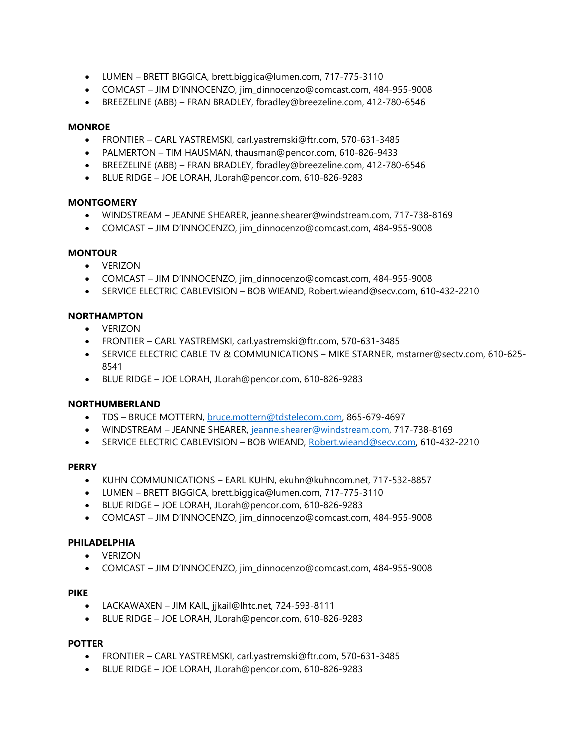- LUMEN – BRETT BIGGICA, brett.biggica@lumen.com, 717-775-3110
- COMCAST – JIM D'INNOCENZO, jim_dinnocenzo@comcast.com, 484-955-9008
- BREEZELINE (ABB) – FRAN BRADLEY, fbradley@breezeline.com, 412-780-6546

**MONROE**

- FRONTIER – CARL YASTREMSKI, carl.yastremski@ftr.com, 570-631-3485
- PALMERTON – TIM HAUSMAN, thausman@pencor.com, 610-826-9433
- BREEZELINE (ABB) – FRAN BRADLEY, fbradley@breezeline.com, 412-780-6546
- BLUE RIDGE – JOE LORAH, JLorah@pencor.com, 610-826-9283

**MONTGOMERY**

- WINDSTREAM – JEANNE SHEARER, jeanne.shearer@windstream.com, 717-738-8169
- COMCAST – JIM D'INNOCENZO, jim_dinnocenzo@comcast.com, 484-955-9008

**MONTOUR**

- VERIZON
- COMCAST – JIM D'INNOCENZO, jim_dinnocenzo@comcast.com, 484-955-9008
- SERVICE ELECTRIC CABLEVISION – BOB WIEAND, Robert.wieand@secv.com, 610-432-2210

**NORTHAMPTON**

- VERIZON
- FRONTIER – CARL YASTREMSKI, carl.yastremski@ftr.com, 570-631-3485
- SERVICE ELECTRIC CABLE TV & COMMUNICATIONS – MIKE STARNER, mstarner@sectv.com, 610-625-8541
- BLUE RIDGE – JOE LORAH, JLorah@pencor.com, 610-826-9283

**NORTHUMBERLAND**

- TDS – BRUCE MOTTERN, bruce.mottern@tdstelecom.com, 865-679-4697
- WINDSTREAM – JEANNE SHEARER, jeanne.shearer@windstream.com, 717-738-8169
- SERVICE ELECTRIC CABLEVISION – BOB WIEAND, Robert.wieand@secv.com, 610-432-2210

**PERRY**

- KUHN COMMUNICATIONS – EARL KUHN, ekuhn@kuhncom.net, 717-532-8857
- LUMEN – BRETT BIGGICA, brett.biggica@lumen.com, 717-775-3110
- BLUE RIDGE – JOE LORAH, JLorah@pencor.com, 610-826-9283
- COMCAST – JIM D'INNOCENZO, jim_dinnocenzo@comcast.com, 484-955-9008

**PHILADELPHIA**

- VERIZON
- COMCAST – JIM D'INNOCENZO, jim_dinnocenzo@comcast.com, 484-955-9008

**PIKE**

- LACKAWAXEN – JIM KAIL, jjkail@lhtc.net, 724-593-8111
- BLUE RIDGE – JOE LORAH, JLorah@pencor.com, 610-826-9283

**POTTER**

- FRONTIER – CARL YASTREMSKI, carl.yastremski@ftr.com, 570-631-3485
- BLUE RIDGE – JOE LORAH, JLorah@pencor.com, 610-826-9283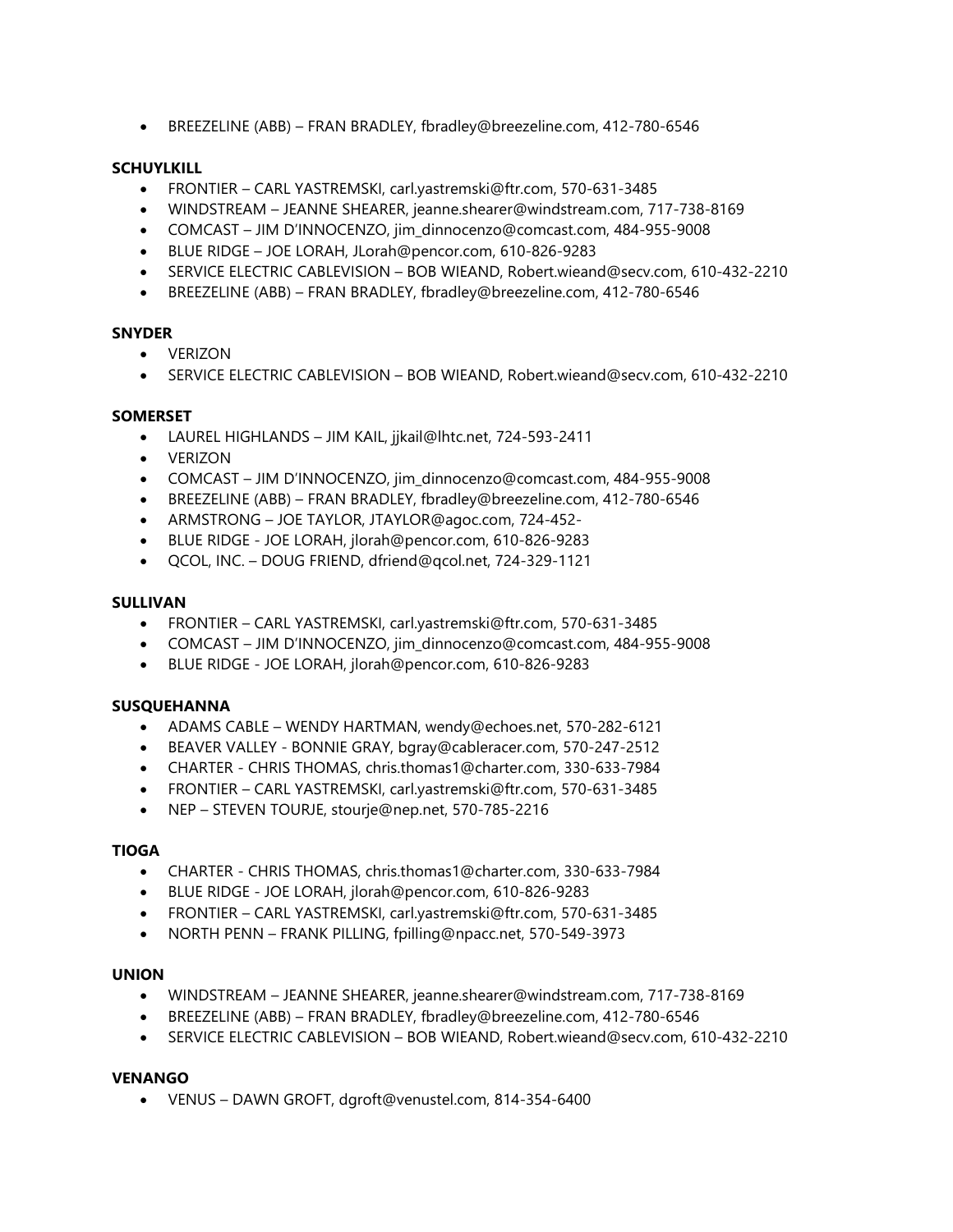- BREEZELINE (ABB) – FRAN BRADLEY, fbradley@breezeline.com, 412-780-6546

**SCHUYLKILL**

- FRONTIER – CARL YASTREMSKI, carl.yastremski@ftr.com, 570-631-3485
- WINDSTREAM – JEANNE SHEARER, jeanne.shearer@windstream.com, 717-738-8169
- COMCAST – JIM D'INNOCENZO, jim_dinnocenzo@comcast.com, 484-955-9008
- BLUE RIDGE – JOE LORAH, JLorah@pencor.com, 610-826-9283
- SERVICE ELECTRIC CABLEVISION – BOB WIEAND, Robert.wieand@secv.com, 610-432-2210
- BREEZELINE (ABB) – FRAN BRADLEY, fbradley@breezeline.com, 412-780-6546

**SNYDER**

- VERIZON
- SERVICE ELECTRIC CABLEVISION – BOB WIEAND, Robert.wieand@secv.com, 610-432-2210

**SOMERSET**

- LAUREL HIGHLANDS – JIM KAIL, jjkail@lhtc.net, 724-593-2411
- VERIZON
- COMCAST – JIM D'INNOCENZO, jim_dinnocenzo@comcast.com, 484-955-9008
- BREEZELINE (ABB) – FRAN BRADLEY, fbradley@breezeline.com, 412-780-6546
- ARMSTRONG – JOE TAYLOR, JTAYLOR@agoc.com, 724-452-
- BLUE RIDGE - JOE LORAH, jlorah@pencor.com, 610-826-9283
- QCOL, INC. – DOUG FRIEND, dfriend@qcol.net, 724-329-1121

**SULLIVAN**

- FRONTIER – CARL YASTREMSKI, carl.yastremski@ftr.com, 570-631-3485
- COMCAST – JIM D'INNOCENZO, jim_dinnocenzo@comcast.com, 484-955-9008
- BLUE RIDGE - JOE LORAH, jlorah@pencor.com, 610-826-9283

**SUSQUEHANNA**

- ADAMS CABLE – WENDY HARTMAN, wendy@echoes.net, 570-282-6121
- BEAVER VALLEY - BONNIE GRAY, bgray@cableracer.com, 570-247-2512
- CHARTER - CHRIS THOMAS, chris.thomas1@charter.com, 330-633-7984
- FRONTIER – CARL YASTREMSKI, carl.yastremski@ftr.com, 570-631-3485
- NEP – STEVEN TOURJE, stourje@nep.net, 570-785-2216

**TIOGA**

- CHARTER - CHRIS THOMAS, chris.thomas1@charter.com, 330-633-7984
- BLUE RIDGE - JOE LORAH, jlorah@pencor.com, 610-826-9283
- FRONTIER – CARL YASTREMSKI, carl.yastremski@ftr.com, 570-631-3485
- NORTH PENN – FRANK PILLING, fpilling@npacc.net, 570-549-3973

**UNION**

- WINDSTREAM – JEANNE SHEARER, jeanne.shearer@windstream.com, 717-738-8169
- BREEZELINE (ABB) – FRAN BRADLEY, fbradley@breezeline.com, 412-780-6546
- SERVICE ELECTRIC CABLEVISION – BOB WIEAND, Robert.wieand@secv.com, 610-432-2210

**VENANGO**

- VENUS – DAWN GROFT, dgroft@venustel.com, 814-354-6400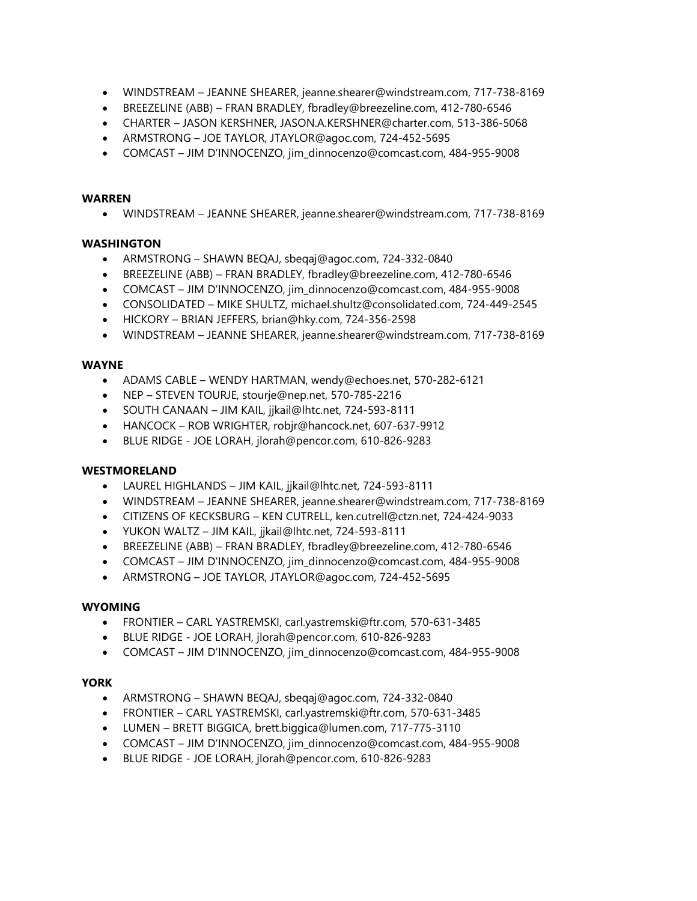- WINDSTREAM – JEANNE SHEARER, jeanne.shearer@windstream.com, 717-738-8169
- BREEZELINE (ABB) – FRAN BRADLEY, fbradley@breezeline.com, 412-780-6546
- CHARTER – JASON KERSHNER, JASON.A.KERSHNER@charter.com, 513-386-5068
- ARMSTRONG – JOE TAYLOR, JTAYLOR@agoc.com, 724-452-5695
- COMCAST – JIM D'INNOCENZO, jim_dinnocenzo@comcast.com, 484-955-9008

**WARREN**

- WINDSTREAM – JEANNE SHEARER, jeanne.shearer@windstream.com, 717-738-8169

**WASHINGTON**

- ARMSTRONG – SHAWN BEQAJ, sbeqaj@agoc.com, 724-332-0840
- BREEZELINE (ABB) – FRAN BRADLEY, fbradley@breezeline.com, 412-780-6546
- COMCAST – JIM D'INNOCENZO, jim_dinnocenzo@comcast.com, 484-955-9008
- CONSOLIDATED – MIKE SHULTZ, michael.shultz@consolidated.com, 724-449-2545
- HICKORY – BRIAN JEFFERS, brian@hky.com, 724-356-2598
- WINDSTREAM – JEANNE SHEARER, jeanne.shearer@windstream.com, 717-738-8169

**WAYNE**

- ADAMS CABLE – WENDY HARTMAN, wendy@echoes.net, 570-282-6121
- NEP – STEVEN TOURJE, stourje@nep.net, 570-785-2216
- SOUTH CANAAN – JIM KAIL, jjkail@lhtc.net, 724-593-8111
- HANCOCK – ROB WRIGHTER, robjr@hancock.net, 607-637-9912
- BLUE RIDGE - JOE LORAH, jlorah@pencor.com, 610-826-9283

**WESTMORELAND**

- LAUREL HIGHLANDS – JIM KAIL, jjkail@lhtc.net, 724-593-8111
- WINDSTREAM – JEANNE SHEARER, jeanne.shearer@windstream.com, 717-738-8169
- CITIZENS OF KECKSBURG – KEN CUTRELL, ken.cutrell@ctzn.net, 724-424-9033
- YUKON WALTZ – JIM KAIL, jjkail@lhtc.net, 724-593-8111
- BREEZELINE (ABB) – FRAN BRADLEY, fbradley@breezeline.com, 412-780-6546
- COMCAST – JIM D'INNOCENZO, jim_dinnocenzo@comcast.com, 484-955-9008
- ARMSTRONG – JOE TAYLOR, JTAYLOR@agoc.com, 724-452-5695

**WYOMING**

- FRONTIER – CARL YASTREMSKI, carl.yastremski@ftr.com, 570-631-3485
- BLUE RIDGE - JOE LORAH, jlorah@pencor.com, 610-826-9283
- COMCAST – JIM D'INNOCENZO, jim_dinnocenzo@comcast.com, 484-955-9008

**YORK**

- ARMSTRONG – SHAWN BEQAJ, sbeqaj@agoc.com, 724-332-0840
- FRONTIER – CARL YASTREMSKI, carl.yastremski@ftr.com, 570-631-3485
- LUMEN – BRETT BIGGICA, brett.biggica@lumen.com, 717-775-3110
- COMCAST – JIM D'INNOCENZO, jim_dinnocenzo@comcast.com, 484-955-9008
- BLUE RIDGE - JOE LORAH, jlorah@pencor.com, 610-826-9283